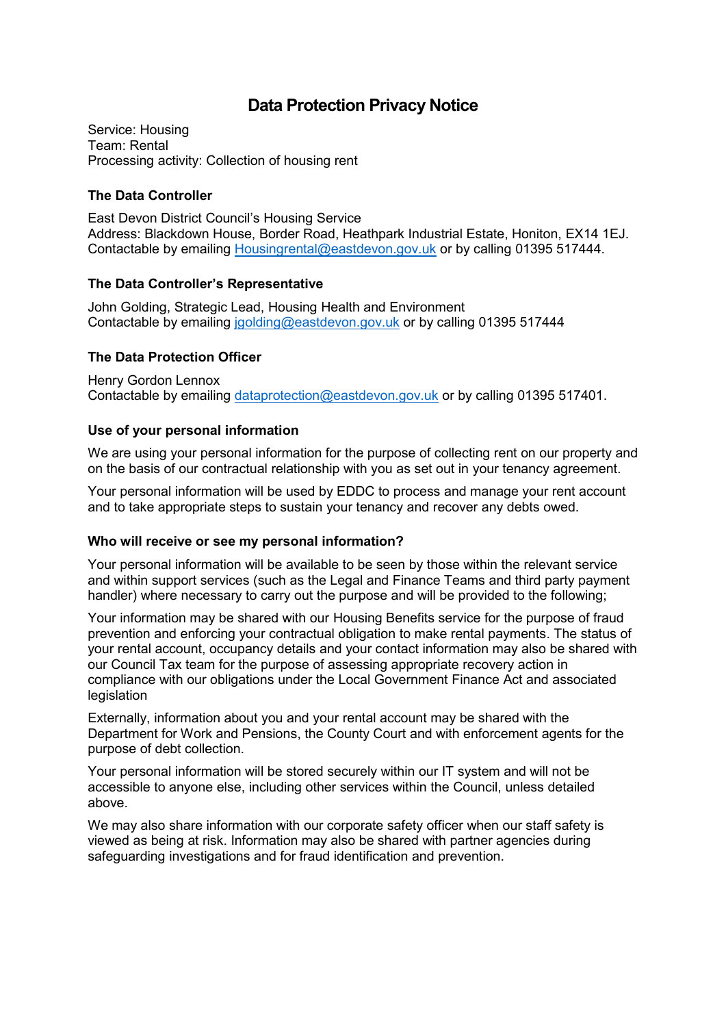# Data Protection Privacy Notice

Service: Housing
Team: Rental
Processing activity: Collection of housing rent

### The Data Controller

East Devon District Council's Housing Service
Address: Blackdown House, Border Road, Heathpark Industrial Estate, Honiton, EX14 1EJ.
Contactable by emailing Housingrental@eastdevon.gov.uk or by calling 01395 517444.

### The Data Controller's Representative

John Golding, Strategic Lead, Housing Health and Environment
Contactable by emailing jgolding@eastdevon.gov.uk or by calling 01395 517444

### The Data Protection Officer

Henry Gordon Lennox
Contactable by emailing dataprotection@eastdevon.gov.uk or by calling 01395 517401.

### Use of your personal information

We are using your personal information for the purpose of collecting rent on our property and on the basis of our contractual relationship with you as set out in your tenancy agreement.

Your personal information will be used by EDDC to process and manage your rent account and to take appropriate steps to sustain your tenancy and recover any debts owed.

### Who will receive or see my personal information?

Your personal information will be available to be seen by those within the relevant service and within support services (such as the Legal and Finance Teams and third party payment handler) where necessary to carry out the purpose and will be provided to the following;

Your information may be shared with our Housing Benefits service for the purpose of fraud prevention and enforcing your contractual obligation to make rental payments. The status of your rental account, occupancy details and your contact information may also be shared with our Council Tax team for the purpose of assessing appropriate recovery action in compliance with our obligations under the Local Government Finance Act and associated legislation

Externally, information about you and your rental account may be shared with the Department for Work and Pensions, the County Court and with enforcement agents for the purpose of debt collection.

Your personal information will be stored securely within our IT system and will not be accessible to anyone else, including other services within the Council, unless detailed above.

We may also share information with our corporate safety officer when our staff safety is viewed as being at risk. Information may also be shared with partner agencies during safeguarding investigations and for fraud identification and prevention.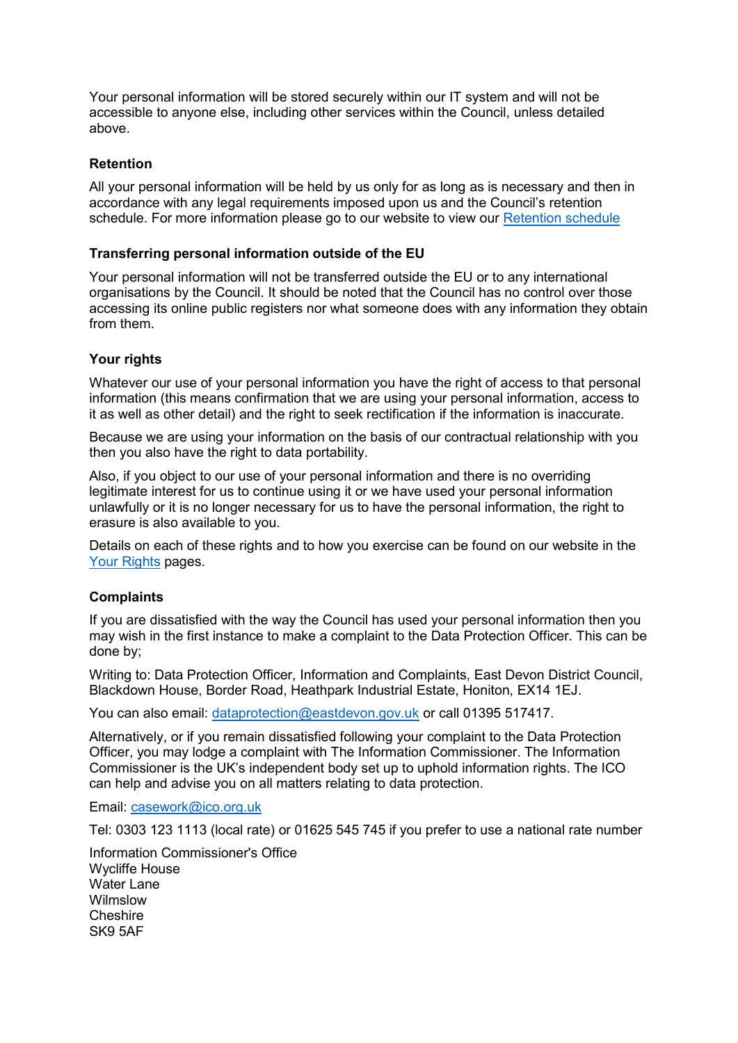Your personal information will be stored securely within our IT system and will not be accessible to anyone else, including other services within the Council, unless detailed above.

### Retention

All your personal information will be held by us only for as long as is necessary and then in accordance with any legal requirements imposed upon us and the Council's retention schedule. For more information please go to our website to view our Retention schedule

### Transferring personal information outside of the EU

Your personal information will not be transferred outside the EU or to any international organisations by the Council. It should be noted that the Council has no control over those accessing its online public registers nor what someone does with any information they obtain from them.

### Your rights

Whatever our use of your personal information you have the right of access to that personal information (this means confirmation that we are using your personal information, access to it as well as other detail) and the right to seek rectification if the information is inaccurate.

Because we are using your information on the basis of our contractual relationship with you then you also have the right to data portability.

Also, if you object to our use of your personal information and there is no overriding legitimate interest for us to continue using it or we have used your personal information unlawfully or it is no longer necessary for us to have the personal information, the right to erasure is also available to you.

Details on each of these rights and to how you exercise can be found on our website in the Your Rights pages.

### Complaints

If you are dissatisfied with the way the Council has used your personal information then you may wish in the first instance to make a complaint to the Data Protection Officer. This can be done by;

Writing to: Data Protection Officer, Information and Complaints, East Devon District Council, Blackdown House, Border Road, Heathpark Industrial Estate, Honiton, EX14 1EJ.

You can also email: dataprotection@eastdevon.gov.uk or call 01395 517417.

Alternatively, or if you remain dissatisfied following your complaint to the Data Protection Officer, you may lodge a complaint with The Information Commissioner. The Information Commissioner is the UK's independent body set up to uphold information rights. The ICO can help and advise you on all matters relating to data protection.

Email: casework@ico.org.uk

Tel: 0303 123 1113 (local rate) or 01625 545 745 if you prefer to use a national rate number

Information Commissioner's Office
Wycliffe House
Water Lane
Wilmslow
Cheshire
SK9 5AF